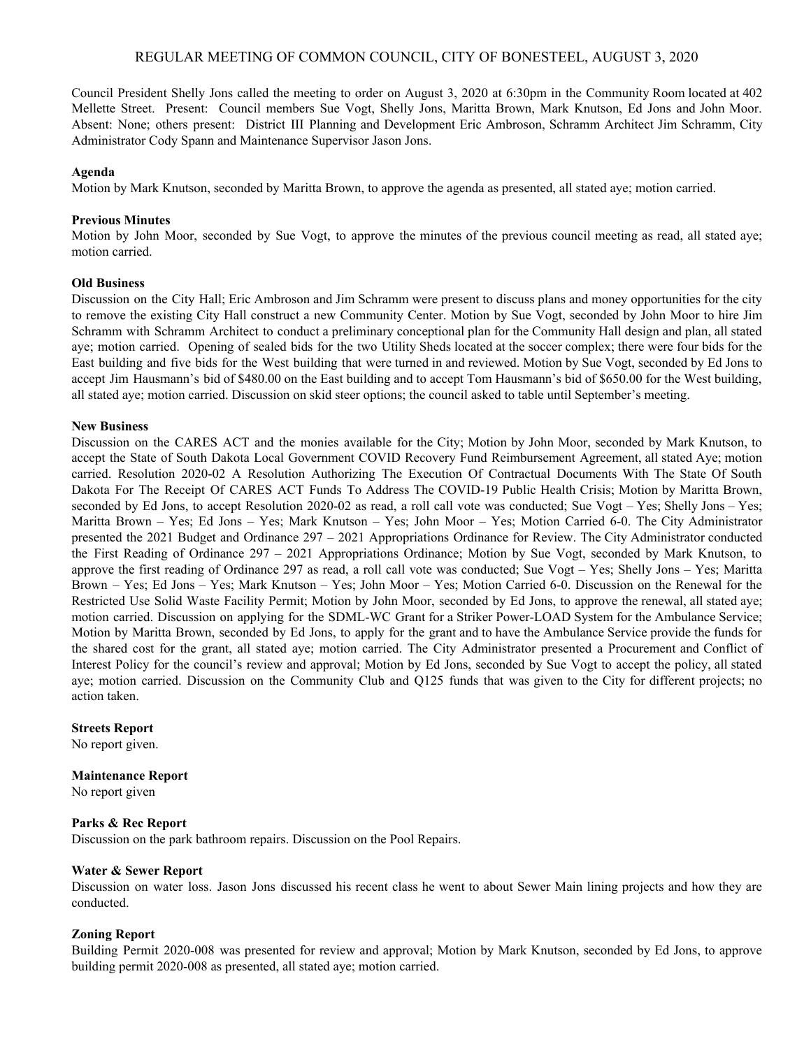# REGULAR MEETING OF COMMON COUNCIL, CITY OF BONESTEEL, AUGUST 3, 2020

Council President Shelly Jons called the meeting to order on August 3, 2020 at 6:30pm in the Community Room located at 402 Mellette Street. Present: Council members Sue Vogt, Shelly Jons, Maritta Brown, Mark Knutson, Ed Jons and John Moor. Absent: None; others present: District III Planning and Development Eric Ambroson, Schramm Architect Jim Schramm, City Administrator Cody Spann and Maintenance Supervisor Jason Jons.

**Agenda**

Motion by Mark Knutson, seconded by Maritta Brown, to approve the agenda as presented, all stated aye; motion carried.

**Previous Minutes**

Motion by John Moor, seconded by Sue Vogt, to approve the minutes of the previous council meeting as read, all stated aye; motion carried.

**Old Business**

Discussion on the City Hall; Eric Ambroson and Jim Schramm were present to discuss plans and money opportunities for the city to remove the existing City Hall construct a new Community Center. Motion by Sue Vogt, seconded by John Moor to hire Jim Schramm with Schramm Architect to conduct a preliminary conceptional plan for the Community Hall design and plan, all stated aye; motion carried. Opening of sealed bids for the two Utility Sheds located at the soccer complex; there were four bids for the East building and five bids for the West building that were turned in and reviewed. Motion by Sue Vogt, seconded by Ed Jons to accept Jim Hausmann's bid of $480.00 on the East building and to accept Tom Hausmann's bid of $650.00 for the West building, all stated aye; motion carried. Discussion on skid steer options; the council asked to table until September's meeting.

**New Business**

Discussion on the CARES ACT and the monies available for the City; Motion by John Moor, seconded by Mark Knutson, to accept the State of South Dakota Local Government COVID Recovery Fund Reimbursement Agreement, all stated Aye; motion carried. Resolution 2020-02 A Resolution Authorizing The Execution Of Contractual Documents With The State Of South Dakota For The Receipt Of CARES ACT Funds To Address The COVID-19 Public Health Crisis; Motion by Maritta Brown, seconded by Ed Jons, to accept Resolution 2020-02 as read, a roll call vote was conducted; Sue Vogt – Yes; Shelly Jons – Yes; Maritta Brown – Yes; Ed Jons – Yes; Mark Knutson – Yes; John Moor – Yes; Motion Carried 6-0. The City Administrator presented the 2021 Budget and Ordinance 297 – 2021 Appropriations Ordinance for Review. The City Administrator conducted the First Reading of Ordinance 297 – 2021 Appropriations Ordinance; Motion by Sue Vogt, seconded by Mark Knutson, to approve the first reading of Ordinance 297 as read, a roll call vote was conducted; Sue Vogt – Yes; Shelly Jons – Yes; Maritta Brown – Yes; Ed Jons – Yes; Mark Knutson – Yes; John Moor – Yes; Motion Carried 6-0. Discussion on the Renewal for the Restricted Use Solid Waste Facility Permit; Motion by John Moor, seconded by Ed Jons, to approve the renewal, all stated aye; motion carried. Discussion on applying for the SDML-WC Grant for a Striker Power-LOAD System for the Ambulance Service; Motion by Maritta Brown, seconded by Ed Jons, to apply for the grant and to have the Ambulance Service provide the funds for the shared cost for the grant, all stated aye; motion carried. The City Administrator presented a Procurement and Conflict of Interest Policy for the council's review and approval; Motion by Ed Jons, seconded by Sue Vogt to accept the policy, all stated aye; motion carried. Discussion on the Community Club and Q125 funds that was given to the City for different projects; no action taken.

**Streets Report**

No report given.

**Maintenance Report**

No report given

**Parks & Rec Report**

Discussion on the park bathroom repairs. Discussion on the Pool Repairs.

**Water & Sewer Report**

Discussion on water loss. Jason Jons discussed his recent class he went to about Sewer Main lining projects and how they are conducted.

**Zoning Report**

Building Permit 2020-008 was presented for review and approval; Motion by Mark Knutson, seconded by Ed Jons, to approve building permit 2020-008 as presented, all stated aye; motion carried.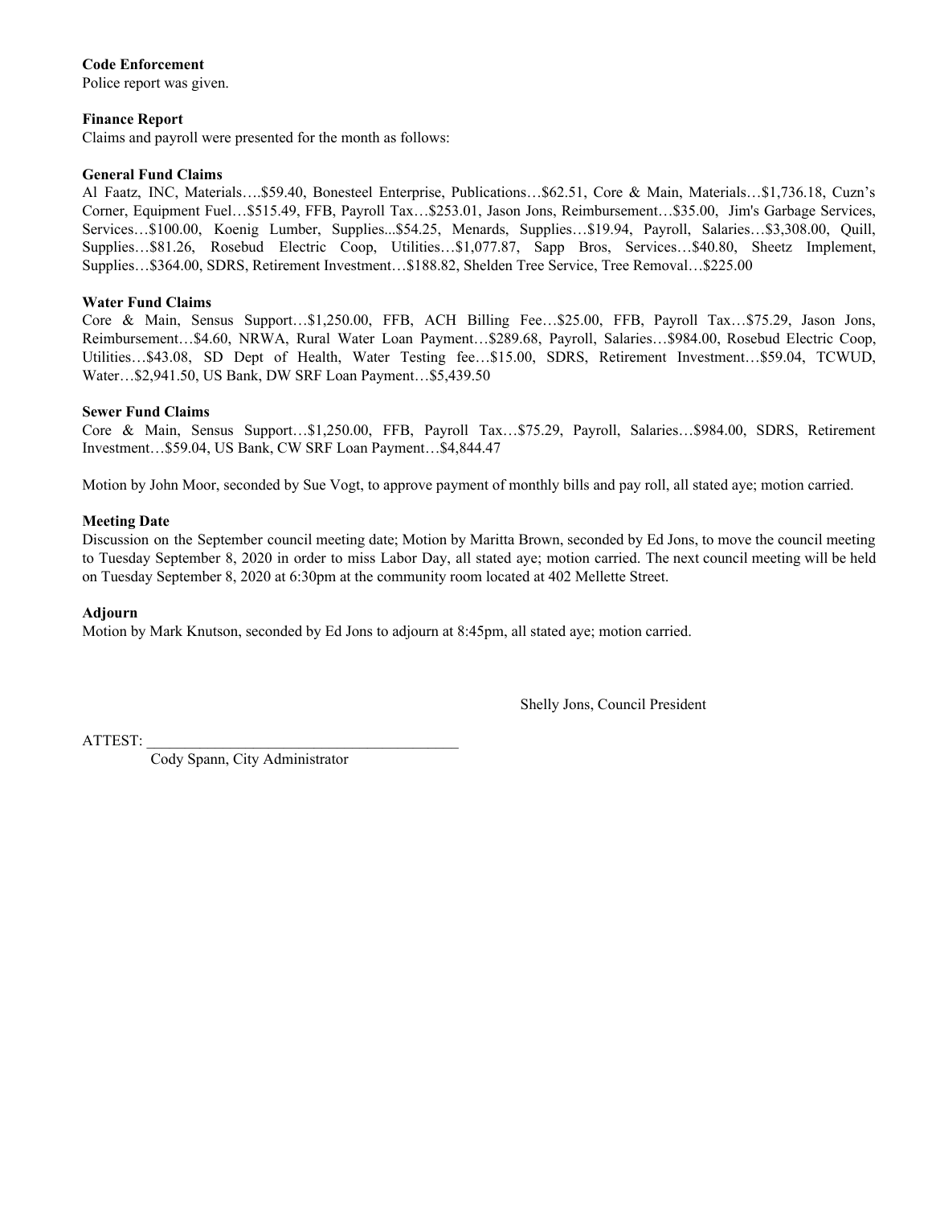**Code Enforcement**
Police report was given.

**Finance Report**
Claims and payroll were presented for the month as follows:

**General Fund Claims**
Al Faatz, INC, Materials….$59.40, Bonesteel Enterprise, Publications…$62.51, Core & Main, Materials…$1,736.18, Cuzn's Corner, Equipment Fuel…$515.49, FFB, Payroll Tax…$253.01, Jason Jons, Reimbursement…$35.00, Jim's Garbage Services, Services…$100.00, Koenig Lumber, Supplies...$54.25, Menards, Supplies…$19.94, Payroll, Salaries…$3,308.00, Quill, Supplies…$81.26, Rosebud Electric Coop, Utilities…$1,077.87, Sapp Bros, Services…$40.80, Sheetz Implement, Supplies…$364.00, SDRS, Retirement Investment…$188.82, Shelden Tree Service, Tree Removal…$225.00

**Water Fund Claims**
Core & Main, Sensus Support…$1,250.00, FFB, ACH Billing Fee…$25.00, FFB, Payroll Tax…$75.29, Jason Jons, Reimbursement…$4.60, NRWA, Rural Water Loan Payment…$289.68, Payroll, Salaries…$984.00, Rosebud Electric Coop, Utilities…$43.08, SD Dept of Health, Water Testing fee…$15.00, SDRS, Retirement Investment…$59.04, TCWUD, Water…$2,941.50, US Bank, DW SRF Loan Payment…$5,439.50

**Sewer Fund Claims**
Core & Main, Sensus Support…$1,250.00, FFB, Payroll Tax…$75.29, Payroll, Salaries…$984.00, SDRS, Retirement Investment…$59.04, US Bank, CW SRF Loan Payment…$4,844.47

Motion by John Moor, seconded by Sue Vogt, to approve payment of monthly bills and pay roll, all stated aye; motion carried.

**Meeting Date**
Discussion on the September council meeting date; Motion by Maritta Brown, seconded by Ed Jons, to move the council meeting to Tuesday September 8, 2020 in order to miss Labor Day, all stated aye; motion carried. The next council meeting will be held on Tuesday September 8, 2020 at 6:30pm at the community room located at 402 Mellette Street.

**Adjourn**
Motion by Mark Knutson, seconded by Ed Jons to adjourn at 8:45pm, all stated aye; motion carried.

Shelly Jons, Council President

ATTEST: ___________________________________________
Cody Spann, City Administrator